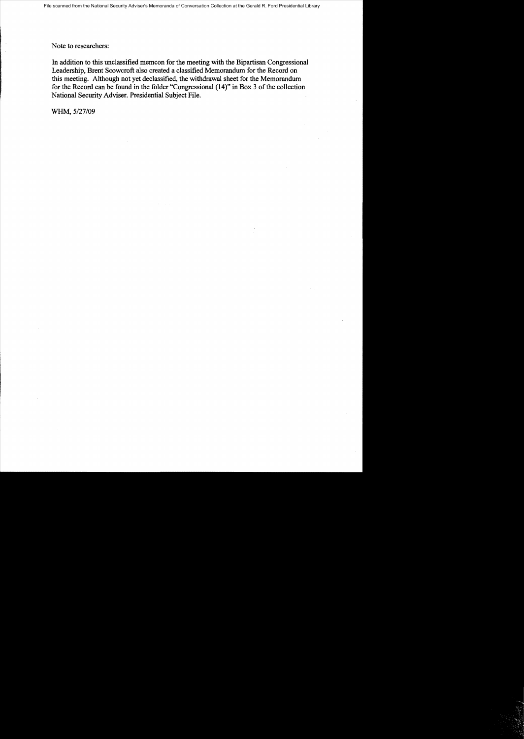Note to researchers:

In addition to this unclassified memcon for the meeting with the Bipartisan Congressional Leadership, Brent Scowcroft also created a classified Memorandum for the Record on this meeting. Although not yet declassified, the withdrawal sheet for the Memorandum for the Record can be found in the folder "Congressional (14)" in Box 3 of the collection National Security Adviser. Presidential Subject File.

WHM, 5/27/09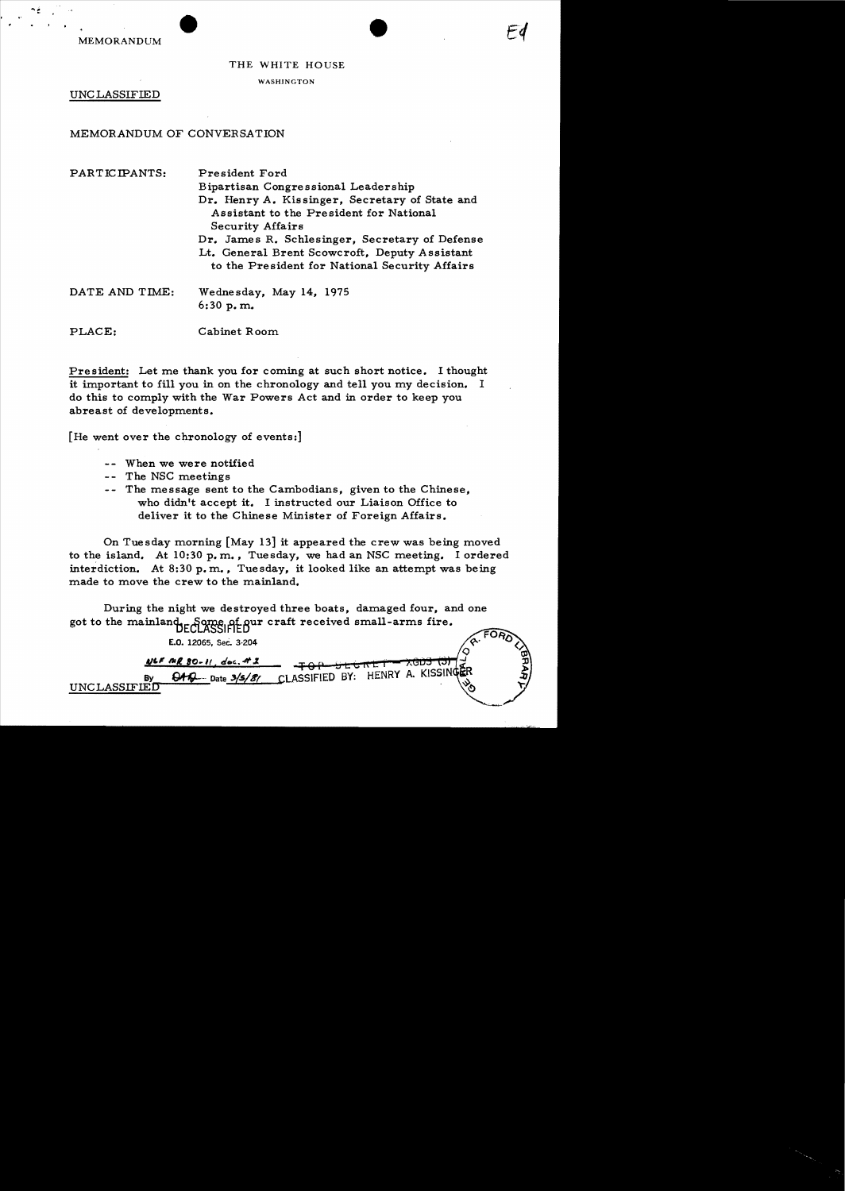MEMORANDUM

THE WHITE HOUSE

WASHINGTON

UNCLASSIFIED

MEMORANDUM OF CONVERSATION

| | |
|---|---|
| PARTICIPANTS: | President Ford |
| | Bipartisan Congressional Leadership |
| | Dr. Henry A. Kissinger, Secretary of State and Assistant to the President for National Security Affairs |
| | Dr. James R. Schlesinger, Secretary of Defense |
| | Lt. General Brent Scowcroft, Deputy Assistant to the President for National Security Affairs |
| DATE AND TIME: | Wednesday, May 14, 1975 6:30 p.m. |
| PLACE: | Cabinet Room |

President: Let me thank you for coming at such short notice. I thought it important to fill you in on the chronology and tell you my decision. I do this to comply with the War Powers Act and in order to keep you abreast of developments.

[He went over the chronology of events:]

-- When we were notified
-- The NSC meetings
-- The message sent to the Cambodians, given to the Chinese, who didn't accept it. I instructed our Liaison Office to deliver it to the Chinese Minister of Foreign Affairs.

On Tuesday morning [May 13] it appeared the crew was being moved to the island. At 10:30 p.m., Tuesday, we had an NSC meeting. I ordered interdiction. At 8:30 p.m., Tuesday, it looked like an attempt was being made to move the crew to the mainland.

During the night we destroyed three boats, damaged four, and one got to the mainland. Some of our craft received small-arms fire.

DECLASSIFIED
E.O. 12065, Sec. 3-204
NLF MR 80-11, doc. # 2
By OAD Date 3/5/81

~~TOP SECRET~~ XGDS (3)
CLASSIFIED BY: HENRY A. KISSINGER

UNCLASSIFIED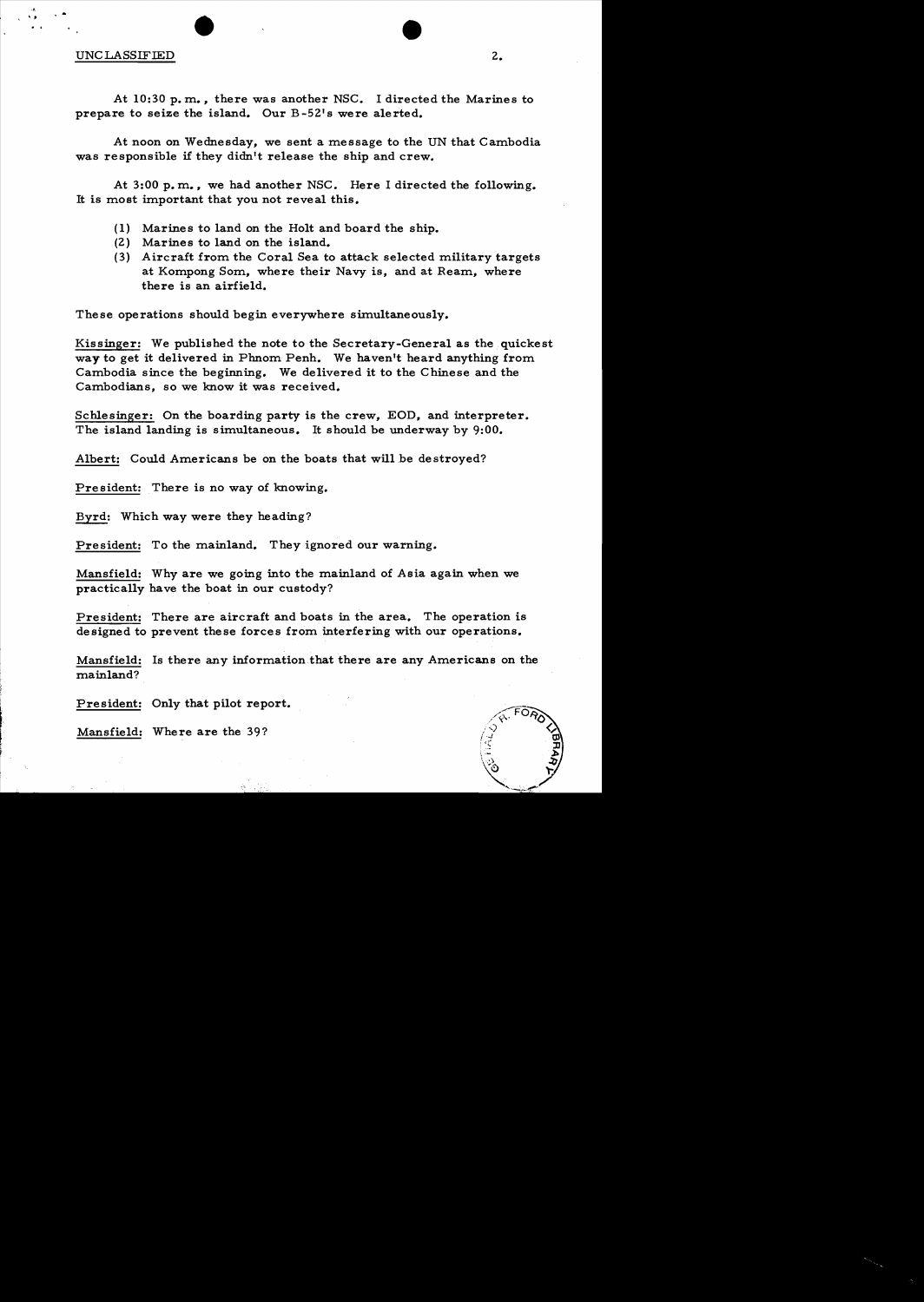UNCLASSIFIED

At 10:30 p.m., there was another NSC. I directed the Marines to prepare to seize the island. Our B-52's were alerted.

At noon on Wednesday, we sent a message to the UN that Cambodia was responsible if they didn't release the ship and crew.

At 3:00 p.m., we had another NSC. Here I directed the following. It is most important that you not reveal this.

1. Marines to land on the Holt and board the ship.
2. Marines to land on the island.
3. Aircraft from the Coral Sea to attack selected military targets at Kompong Som, where their Navy is, and at Ream, where there is an airfield.

These operations should begin everywhere simultaneously.

Kissinger: We published the note to the Secretary-General as the quickest way to get it delivered in Phnom Penh. We haven't heard anything from Cambodia since the beginning. We delivered it to the Chinese and the Cambodians, so we know it was received.

Schlesinger: On the boarding party is the crew, EOD, and interpreter. The island landing is simultaneous. It should be underway by 9:00.

Albert: Could Americans be on the boats that will be destroyed?

President: There is no way of knowing.

Byrd: Which way were they heading?

President: To the mainland. They ignored our warning.

Mansfield: Why are we going into the mainland of Asia again when we practically have the boat in our custody?

President: There are aircraft and boats in the area. The operation is designed to prevent these forces from interfering with our operations.

Mansfield: Is there any information that there are any Americans on the mainland?

President: Only that pilot report.

Mansfield: Where are the 39?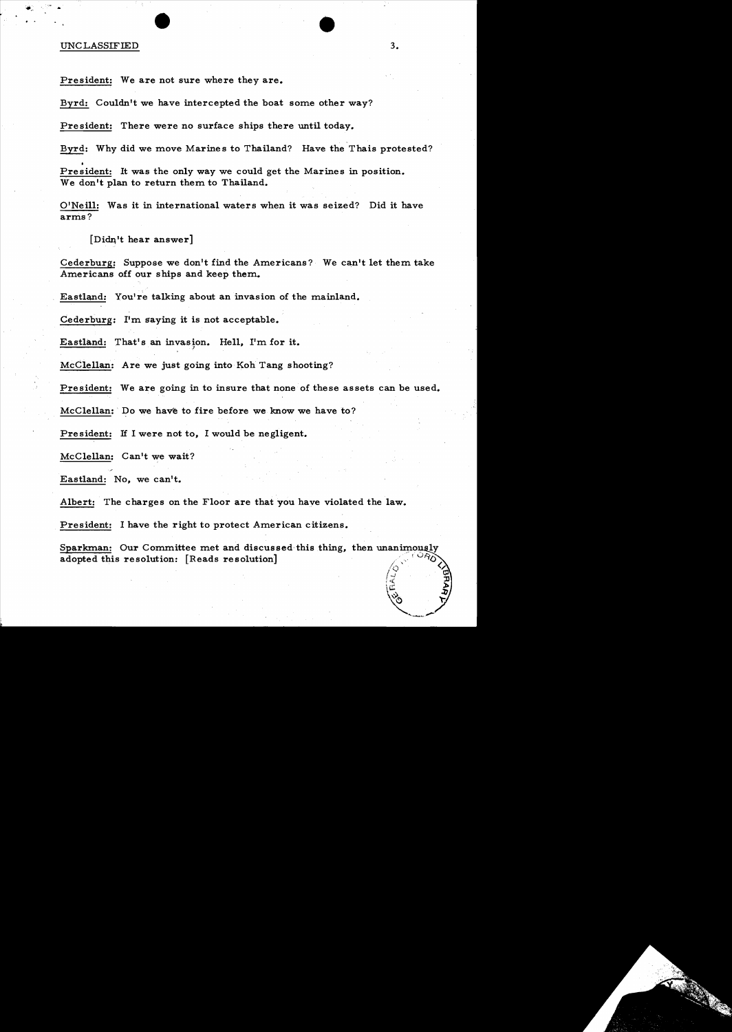President: We are not sure where they are.

Byrd: Couldn't we have intercepted the boat some other way?

President: There were no surface ships there until today.

Byrd: Why did we move Marines to Thailand? Have the Thais protested?

President: It was the only way we could get the Marines in position. We don't plan to return them to Thailand.

O'Neill: Was it in international waters when it was seized? Did it have arms?

[Didn't hear answer]

Cederburg: Suppose we don't find the Americans? We can't let them take Americans off our ships and keep them.

Eastland: You're talking about an invasion of the mainland.

Cederburg: I'm saying it is not acceptable.

Eastland: That's an invasion. Hell, I'm for it.

McClellan: Are we just going into Koh Tang shooting?

President: We are going in to insure that none of these assets can be used.

McClellan: Do we have to fire before we know we have to?

President: If I were not to, I would be negligent.

McClellan: Can't we wait?

Eastland: No, we can't.

Albert: The charges on the Floor are that you have violated the law.

President: I have the right to protect American citizens.

Sparkman: Our Committee met and discussed this thing, then unanimously adopted this resolution: [Reads resolution]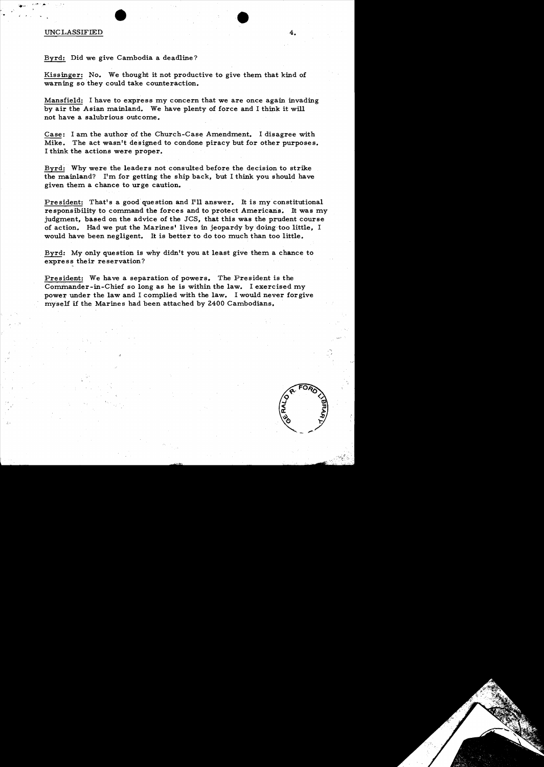UNCLASSIFIED

Byrd: Did we give Cambodia a deadline?

Kissinger: No. We thought it not productive to give them that kind of warning so they could take counteraction.

Mansfield: I have to express my concern that we are once again invading by air the Asian mainland. We have plenty of force and I think it will not have a salubrious outcome.

Case: I am the author of the Church-Case Amendment. I disagree with Mike. The act wasn't designed to condone piracy but for other purposes. I think the actions were proper.

Byrd: Why were the leaders not consulted before the decision to strike the mainland? I'm for getting the ship back, but I think you should have given them a chance to urge caution.

President: That's a good question and I'll answer. It is my constitutional responsibility to command the forces and to protect Americans. It was my judgment, based on the advice of the JCS, that this was the prudent course of action. Had we put the Marines' lives in jeopardy by doing too little, I would have been negligent. It is better to do too much than too little.

Byrd: My only question is why didn't you at least give them a chance to express their reservation?

President: We have a separation of powers. The President is the Commander-in-Chief so long as he is within the law. I exercised my power under the law and I complied with the law. I would never forgive myself if the Marines had been attached by 2400 Cambodians.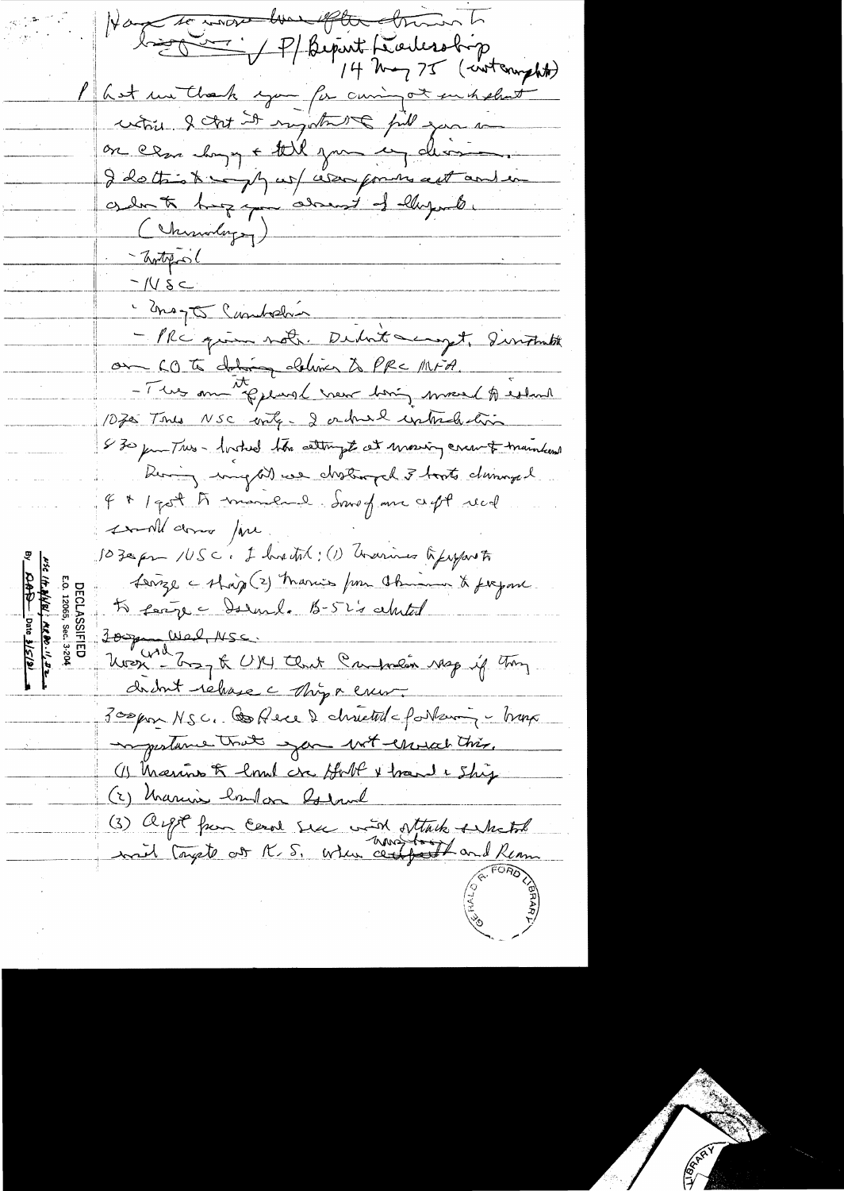Have to move ~~brief~~ after ~~them~~ to
~~bipartisan~~ / P/ Bipart Leadership
14 May 75 (with insert)

P Let me thank you for coming on such short notice. I felt it important to fill you in on Cambodia & tell you my decision. I do this to comply w/ war powers act and in order to keep you abreast of developments.

(Chronology)
- Initial
- NSC
- Mayaguez Cambodia
- PRC given note. Didn't accept. Directed on CO to deliver to PRC MFA.
- Tues am it spread was being moved to island
10:30 Tues NSC only - I ordered interdiction
8:30 pm Tues - limited to attempt at moving crew to mainland. During night we destroyed 3 boats damaged 4 & 1 got to mainland. Some of our aft recd small arms fire.
10:30 pm NSC. I directed: (1) Marines to prepare to seize ship (2) Marines from Okinawa to prepare to seize Island. B-52's alerted
~~3:00 pm~~ Wed NSC.
Wed ~~Kiss~~ Doing to UN that Cambodia resp if they didn't release ship & crew.
3:00 pm NSC. ~~Re~~ Here I directed following - knowing importance that you not exceed this.
(1) Marines to land on Holt & board ship
(2) Marines land on Island
(3) Acft from Coral Sea will attack selected mil targets at K. S. when ~~ret~~ naval/craft and Ream

DECLASSIFIED
E.O. 12065, Sec. 3-204
NSC Ltr 4/6/81; MR 80-11 #2
By [illegible] Date 3/5/81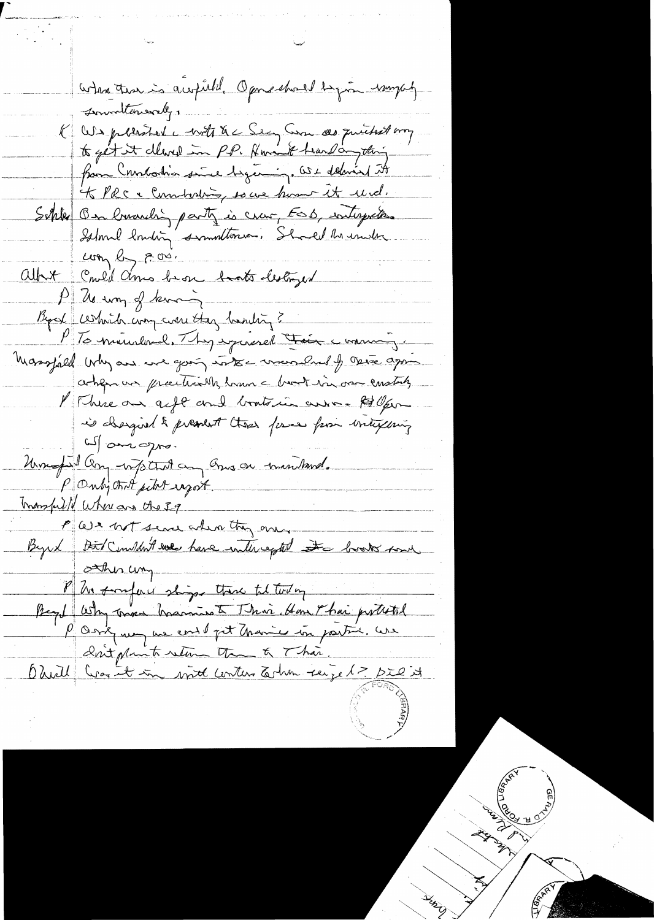When there is airfield. Ops should begin simply simultaneously.

K We protested to the Sec Gen as quickest way to get it cleared in PP. Haven't heard anything from Cambodia since beginning. We delivered it to PRC & Cambodians, so we know it rec'd.

Schles On boarding party is crew, EOD, interpreters. Island landing simultaneous. Should be under way by P.M.

Albert Could Ams be on boats destroyed

P No way of knowing

Byrd Which way were they heading?

P To mainland. They ignored their warning.

Mansfield Why are we going into the mainland if seize again when we practically know the boat in our custody

P There are acft and boats in area. Opn is designed to prevent those forces from interfering w/ our opns.

Mansfield Any info that any Ams on mainland.

P Only that pilot report.

Mansfield Where are the 39

P We not sure where they are.

Byrd Did/Couldn't we have intercepted the boats some other way

P No surface ships there til today

Byrd Why move Marines to Thai. Haven't Thai protested

P Only way we could get Marines in position. We don't plan to return them to Thai.

O'Neill Was it in int'l waters when seized? Did it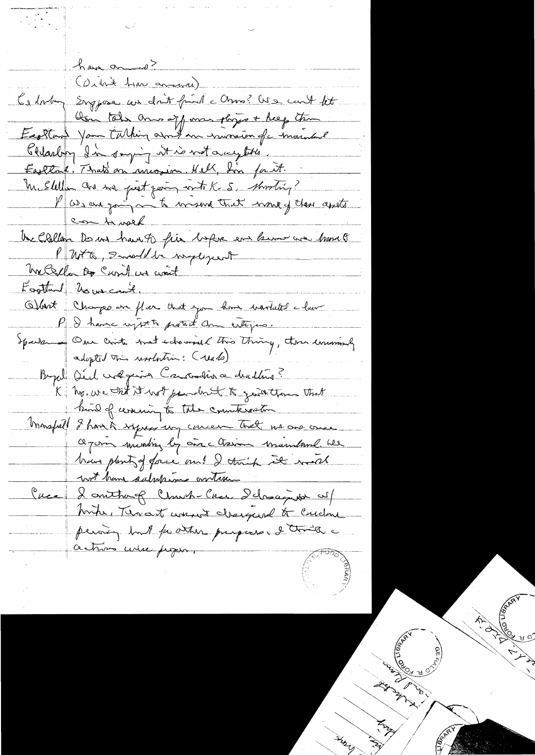have ammo?

(Didn't hear answer)

Goldwater: Suppose we don't find a Ammo? We can't let them take arms off our ships & keep them

Eastland: You talking about an invasion of the mainland

Goldwater: I'm saying it is not acceptable.

Eastland: That's an invasion. Hell, I'm for it.

McClellan: Are we just going into K-S. shooting?

P: We are going in to insure that none of these assets can be used

McClellan: Do we have to fire before we know we have to

P: With, I would be negligent

McClellan: So Can't we wait

Eastland: No we can't.

Albert: Charges on floor that you have violated a law

P: I have right to protect Am citizens.

Speaker: Our Cmte met & discussed this thing, then unanimously adopted this resolution: (reads)

Byrd: Did cmte give Consideration a deadline?

K: No, we did it not pursuant to just those that kind of covering to the Constitution

Mansfield: I have to express my concern that we are once again invading by air a Asian mainland. We have plenty of force and I think it would not have subsequent action

Case: I authored Church-Case. I disagree w/ Mike, That act wasn't designed to Curtail percing but for other purposes. I think a actions were proper.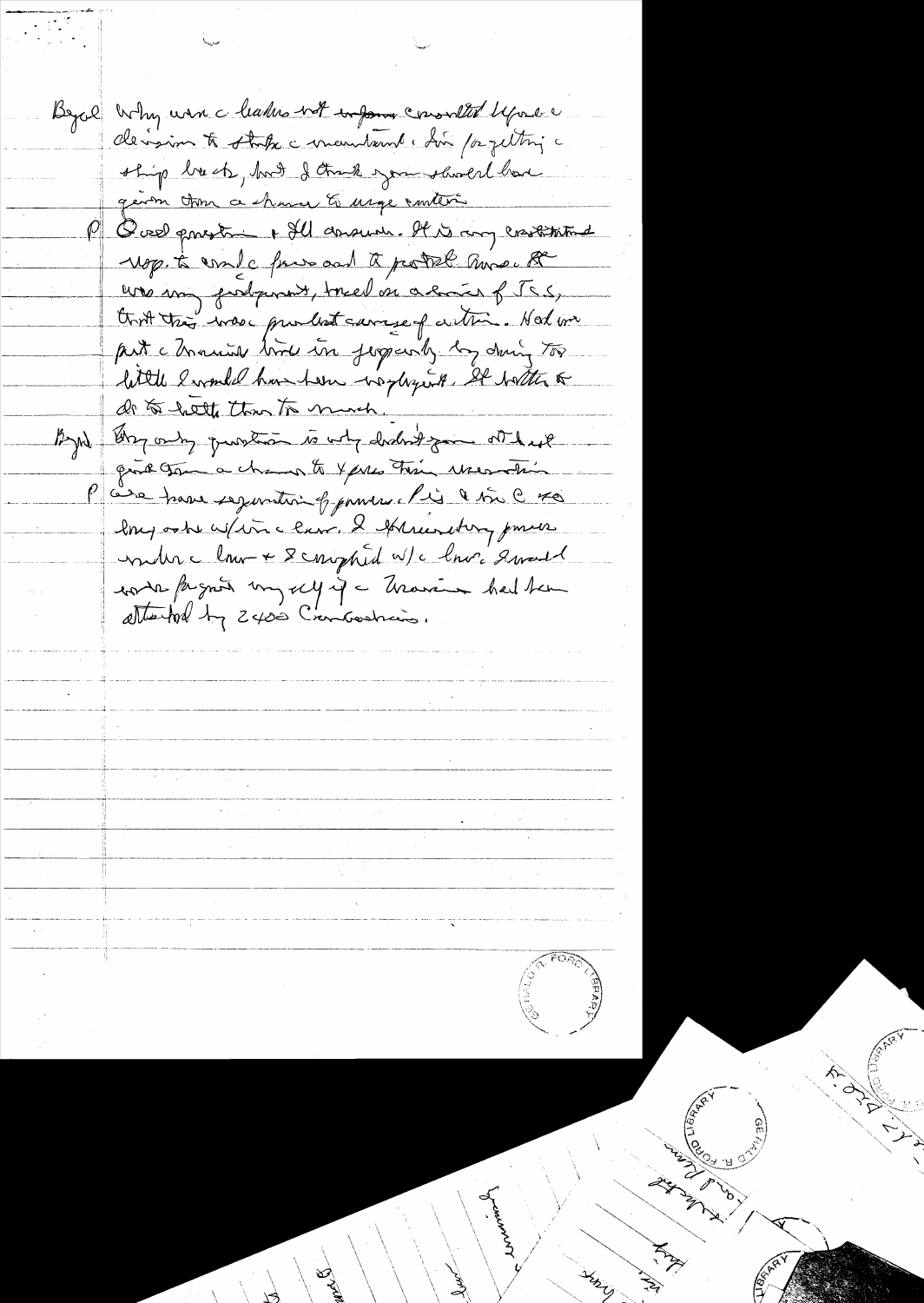Byrd Why were c leaders not informed consulted before c decision to strike c mainland. Sir forgetting c ship back, but I think you should have given them a chance to urge restraint.

P Good question + I'll answer. It is my constitutional resp. to send c forces and to protect Americans. It was my judgment, based on advice of JCS, that this was c prudent course of action. Had we put c Marines there in jeopardy by doing too little I would have been negligent. It better to do too little than too much.

Byrd My only question is why didn't you at least give them a chance to express their reservations.

P We have separation of powers. P is c C in C + so long as he w/in c law. I scrupulously followed under c law + I complied w/c law. I would not forgive myself if c Marines had been attacked by 2400 Cambodians.